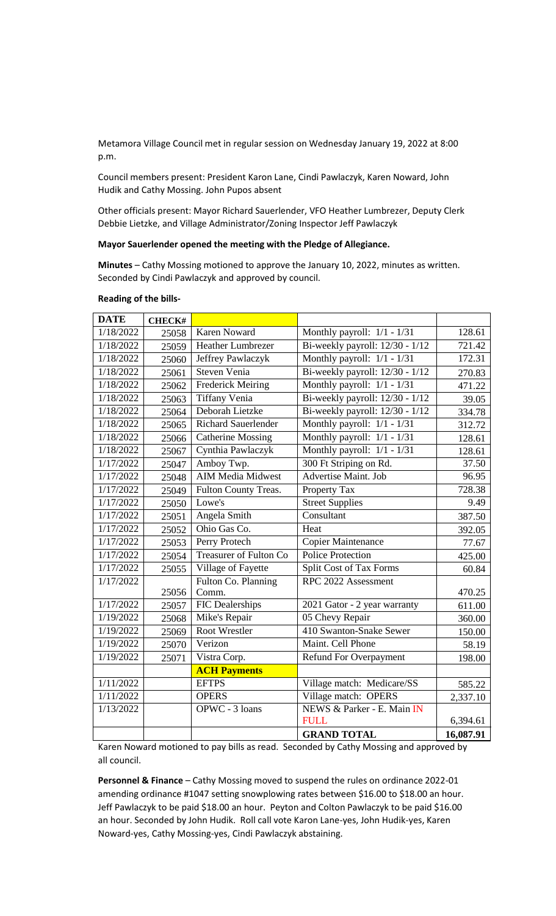Metamora Village Council met in regular session on Wednesday January 19, 2022 at 8:00 p.m.

Council members present: President Karon Lane, Cindi Pawlaczyk, Karen Noward, John Hudik and Cathy Mossing. John Pupos absent

Other officials present: Mayor Richard Sauerlender, VFO Heather Lumbrezer, Deputy Clerk Debbie Lietzke, and Village Administrator/Zoning Inspector Jeff Pawlaczyk

**Mayor Sauerlender opened the meeting with the Pledge of Allegiance.**

**Minutes** – Cathy Mossing motioned to approve the January 10, 2022, minutes as written. Seconded by Cindi Pawlaczyk and approved by council.

**Reading of the bills-**

| DATE | CHECK# | | | |
|---|---|---|---|---|
| 1/18/2022 | 25058 | Karen Noward | Monthly payroll: 1/1 - 1/31 | 128.61 |
| 1/18/2022 | 25059 | Heather Lumbrezer | Bi-weekly payroll: 12/30 - 1/12 | 721.42 |
| 1/18/2022 | 25060 | Jeffrey Pawlaczyk | Monthly payroll: 1/1 - 1/31 | 172.31 |
| 1/18/2022 | 25061 | Steven Venia | Bi-weekly payroll: 12/30 - 1/12 | 270.83 |
| 1/18/2022 | 25062 | Frederick Meiring | Monthly payroll: 1/1 - 1/31 | 471.22 |
| 1/18/2022 | 25063 | Tiffany Venia | Bi-weekly payroll: 12/30 - 1/12 | 39.05 |
| 1/18/2022 | 25064 | Deborah Lietzke | Bi-weekly payroll: 12/30 - 1/12 | 334.78 |
| 1/18/2022 | 25065 | Richard Sauerlender | Monthly payroll: 1/1 - 1/31 | 312.72 |
| 1/18/2022 | 25066 | Catherine Mossing | Monthly payroll: 1/1 - 1/31 | 128.61 |
| 1/18/2022 | 25067 | Cynthia Pawlaczyk | Monthly payroll: 1/1 - 1/31 | 128.61 |
| 1/17/2022 | 25047 | Amboy Twp. | 300 Ft Striping on Rd. | 37.50 |
| 1/17/2022 | 25048 | AIM Media Midwest | Advertise Maint. Job | 96.95 |
| 1/17/2022 | 25049 | Fulton County Treas. | Property Tax | 728.38 |
| 1/17/2022 | 25050 | Lowe's | Street Supplies | 9.49 |
| 1/17/2022 | 25051 | Angela Smith | Consultant | 387.50 |
| 1/17/2022 | 25052 | Ohio Gas Co. | Heat | 392.05 |
| 1/17/2022 | 25053 | Perry Protech | Copier Maintenance | 77.67 |
| 1/17/2022 | 25054 | Treasurer of Fulton Co | Police Protection | 425.00 |
| 1/17/2022 | 25055 | Village of Fayette | Split Cost of Tax Forms | 60.84 |
| 1/17/2022 | 25056 | Fulton Co. Planning Comm. | RPC 2022 Assessment | 470.25 |
| 1/17/2022 | 25057 | FIC Dealerships | 2021 Gator - 2 year warranty | 611.00 |
| 1/19/2022 | 25068 | Mike's Repair | 05 Chevy Repair | 360.00 |
| 1/19/2022 | 25069 | Root Wrestler | 410 Swanton-Snake Sewer | 150.00 |
| 1/19/2022 | 25070 | Verizon | Maint. Cell Phone | 58.19 |
| 1/19/2022 | 25071 | Vistra Corp. | Refund For Overpayment | 198.00 |
| | | **ACH Payments** | | |
| 1/11/2022 | | EFTPS | Village match: Medicare/SS | 585.22 |
| 1/11/2022 | | OPERS | Village match: OPERS | 2,337.10 |
| 1/13/2022 | | OPWC - 3 loans | NEWS & Parker - E. Main IN FULL | 6,394.61 |
| | | | **GRAND TOTAL** | **16,087.91** |

Karen Noward motioned to pay bills as read. Seconded by Cathy Mossing and approved by all council.

**Personnel & Finance** – Cathy Mossing moved to suspend the rules on ordinance 2022-01 amending ordinance #1047 setting snowplowing rates between $16.00 to $18.00 an hour. Jeff Pawlaczyk to be paid $18.00 an hour. Peyton and Colton Pawlaczyk to be paid $16.00 an hour. Seconded by John Hudik. Roll call vote Karon Lane-yes, John Hudik-yes, Karen Noward-yes, Cathy Mossing-yes, Cindi Pawlaczyk abstaining.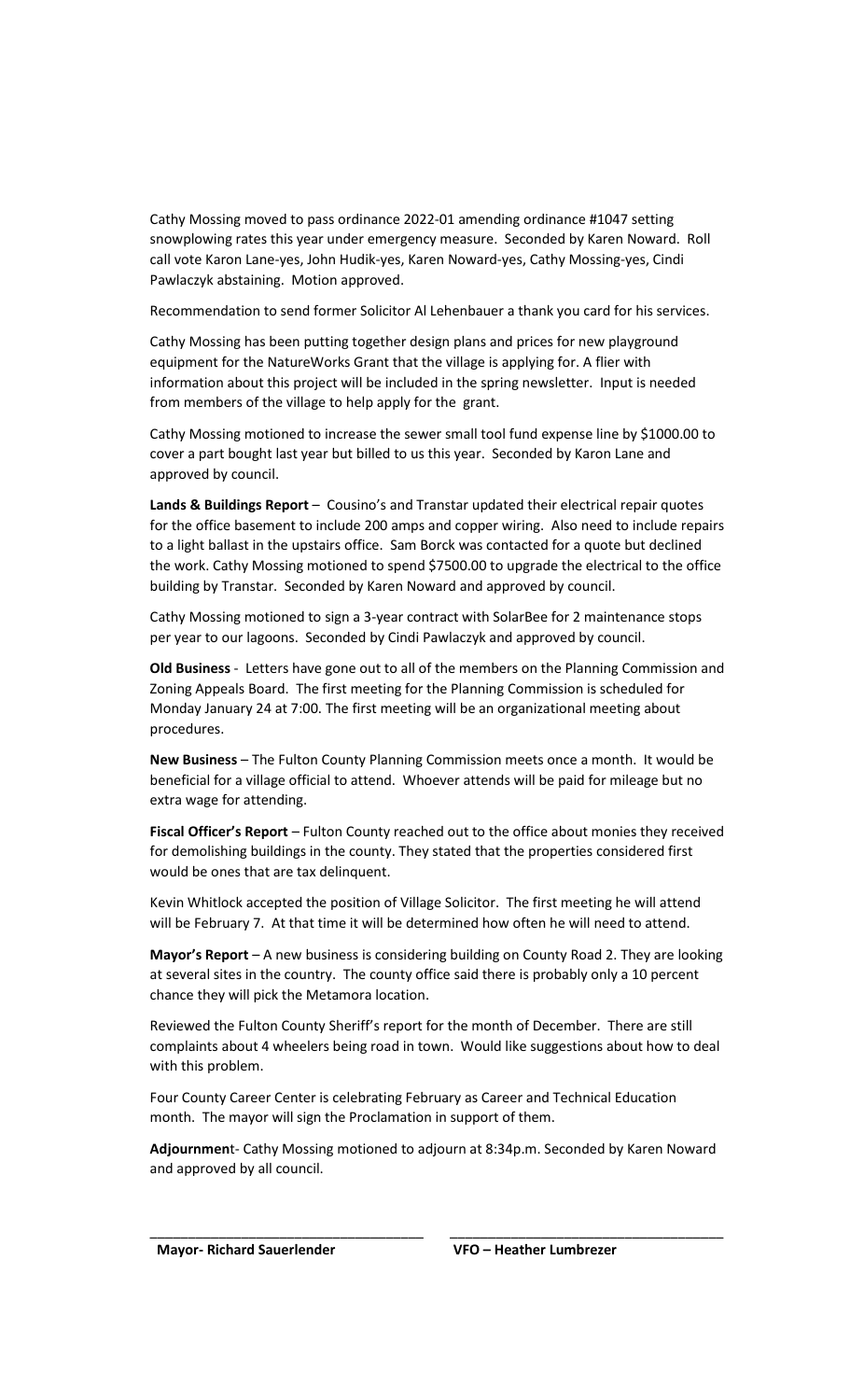Cathy Mossing moved to pass ordinance 2022-01 amending ordinance #1047 setting snowplowing rates this year under emergency measure. Seconded by Karen Noward. Roll call vote Karon Lane-yes, John Hudik-yes, Karen Noward-yes, Cathy Mossing-yes, Cindi Pawlaczyk abstaining. Motion approved.

Recommendation to send former Solicitor Al Lehenbauer a thank you card for his services.

Cathy Mossing has been putting together design plans and prices for new playground equipment for the NatureWorks Grant that the village is applying for. A flier with information about this project will be included in the spring newsletter. Input is needed from members of the village to help apply for the grant.

Cathy Mossing motioned to increase the sewer small tool fund expense line by $1000.00 to cover a part bought last year but billed to us this year. Seconded by Karon Lane and approved by council.

**Lands & Buildings Report** – Cousino's and Transtar updated their electrical repair quotes for the office basement to include 200 amps and copper wiring. Also need to include repairs to a light ballast in the upstairs office. Sam Borck was contacted for a quote but declined the work. Cathy Mossing motioned to spend $7500.00 to upgrade the electrical to the office building by Transtar. Seconded by Karen Noward and approved by council.

Cathy Mossing motioned to sign a 3-year contract with SolarBee for 2 maintenance stops per year to our lagoons. Seconded by Cindi Pawlaczyk and approved by council.

**Old Business** - Letters have gone out to all of the members on the Planning Commission and Zoning Appeals Board. The first meeting for the Planning Commission is scheduled for Monday January 24 at 7:00. The first meeting will be an organizational meeting about procedures.

**New Business** – The Fulton County Planning Commission meets once a month. It would be beneficial for a village official to attend. Whoever attends will be paid for mileage but no extra wage for attending.

**Fiscal Officer's Report** – Fulton County reached out to the office about monies they received for demolishing buildings in the county. They stated that the properties considered first would be ones that are tax delinquent.

Kevin Whitlock accepted the position of Village Solicitor. The first meeting he will attend will be February 7. At that time it will be determined how often he will need to attend.

**Mayor's Report** – A new business is considering building on County Road 2. They are looking at several sites in the country. The county office said there is probably only a 10 percent chance they will pick the Metamora location.

Reviewed the Fulton County Sheriff's report for the month of December. There are still complaints about 4 wheelers being road in town. Would like suggestions about how to deal with this problem.

Four County Career Center is celebrating February as Career and Technical Education month. The mayor will sign the Proclamation in support of them.

**Adjournmen**t- Cathy Mossing motioned to adjourn at 8:34p.m. Seconded by Karen Noward and approved by all council.

\_\_\_\_\_\_\_\_\_\_\_\_\_\_\_\_\_\_\_\_\_\_\_\_\_\_\_\_\_\_\_\_\_\_\_ \_\_\_\_\_\_\_\_\_\_\_\_\_\_\_\_\_\_\_\_\_\_\_\_\_\_\_\_\_\_\_\_\_\_\_

**Mayor- Richard Sauerlender** **VFO – Heather Lumbrezer**